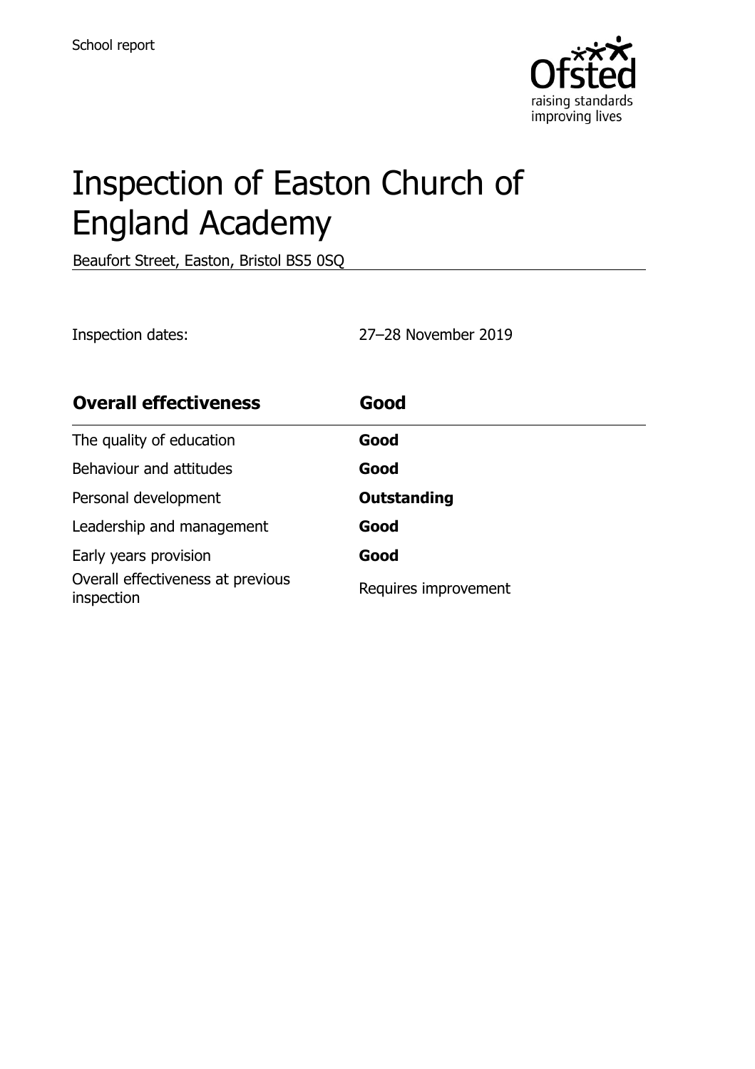School report

# Inspection of Easton Church of England Academy

Beaufort Street, Easton, Bristol BS5 0SQ

Inspection dates: 27–28 November 2019

| **Overall effectiveness** | **Good** |
|---|---|
| The quality of education | **Good** |
| Behaviour and attitudes | **Good** |
| Personal development | **Outstanding** |
| Leadership and management | **Good** |
| Early years provision | **Good** |
| Overall effectiveness at previous inspection | Requires improvement |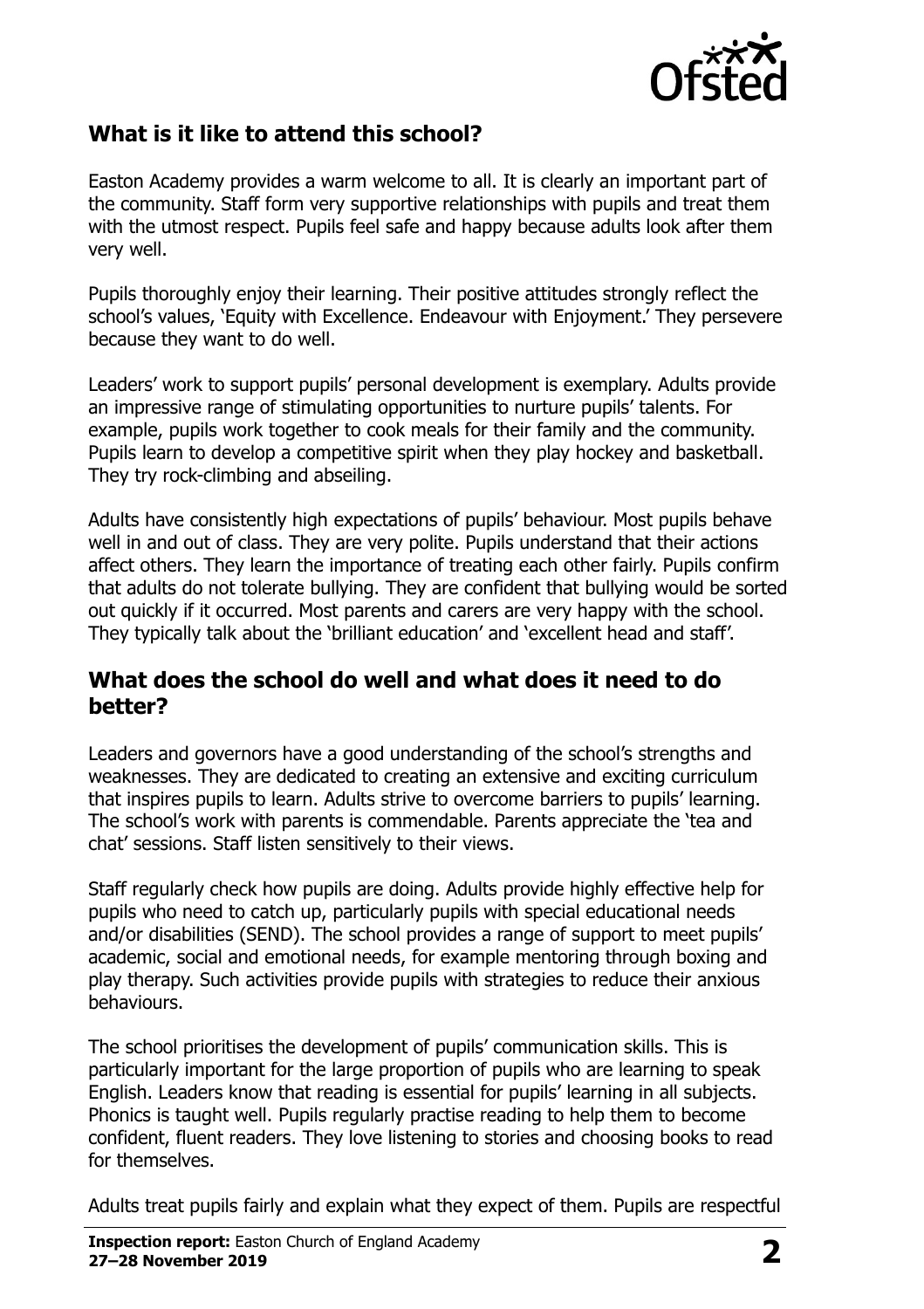## What is it like to attend this school?

Easton Academy provides a warm welcome to all. It is clearly an important part of the community. Staff form very supportive relationships with pupils and treat them with the utmost respect. Pupils feel safe and happy because adults look after them very well.

Pupils thoroughly enjoy their learning. Their positive attitudes strongly reflect the school's values, 'Equity with Excellence. Endeavour with Enjoyment.' They persevere because they want to do well.

Leaders' work to support pupils' personal development is exemplary. Adults provide an impressive range of stimulating opportunities to nurture pupils' talents. For example, pupils work together to cook meals for their family and the community. Pupils learn to develop a competitive spirit when they play hockey and basketball. They try rock-climbing and abseiling.

Adults have consistently high expectations of pupils' behaviour. Most pupils behave well in and out of class. They are very polite. Pupils understand that their actions affect others. They learn the importance of treating each other fairly. Pupils confirm that adults do not tolerate bullying. They are confident that bullying would be sorted out quickly if it occurred. Most parents and carers are very happy with the school. They typically talk about the 'brilliant education' and 'excellent head and staff'.

## What does the school do well and what does it need to do better?

Leaders and governors have a good understanding of the school's strengths and weaknesses. They are dedicated to creating an extensive and exciting curriculum that inspires pupils to learn. Adults strive to overcome barriers to pupils' learning. The school's work with parents is commendable. Parents appreciate the 'tea and chat' sessions. Staff listen sensitively to their views.

Staff regularly check how pupils are doing. Adults provide highly effective help for pupils who need to catch up, particularly pupils with special educational needs and/or disabilities (SEND). The school provides a range of support to meet pupils' academic, social and emotional needs, for example mentoring through boxing and play therapy. Such activities provide pupils with strategies to reduce their anxious behaviours.

The school prioritises the development of pupils' communication skills. This is particularly important for the large proportion of pupils who are learning to speak English. Leaders know that reading is essential for pupils' learning in all subjects. Phonics is taught well. Pupils regularly practise reading to help them to become confident, fluent readers. They love listening to stories and choosing books to read for themselves.

Adults treat pupils fairly and explain what they expect of them. Pupils are respectful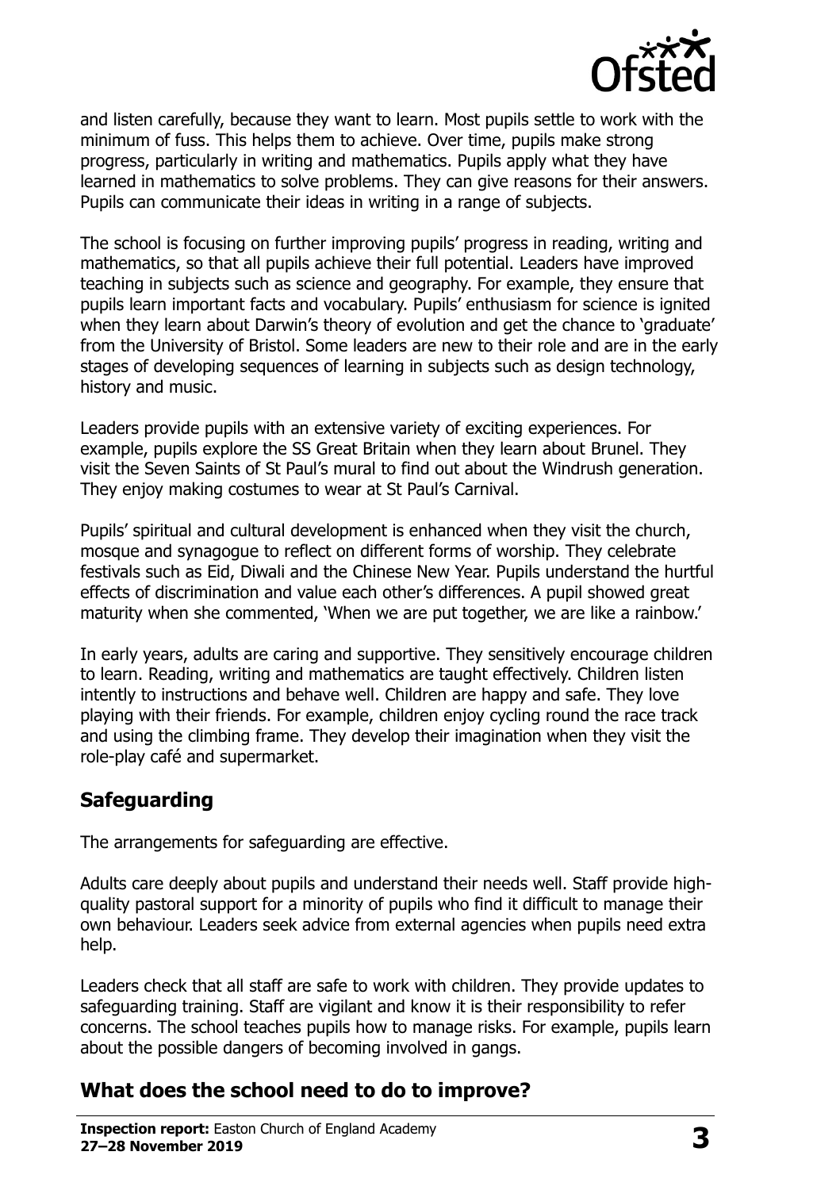and listen carefully, because they want to learn. Most pupils settle to work with the minimum of fuss. This helps them to achieve. Over time, pupils make strong progress, particularly in writing and mathematics. Pupils apply what they have learned in mathematics to solve problems. They can give reasons for their answers. Pupils can communicate their ideas in writing in a range of subjects.

The school is focusing on further improving pupils' progress in reading, writing and mathematics, so that all pupils achieve their full potential. Leaders have improved teaching in subjects such as science and geography. For example, they ensure that pupils learn important facts and vocabulary. Pupils' enthusiasm for science is ignited when they learn about Darwin's theory of evolution and get the chance to 'graduate' from the University of Bristol. Some leaders are new to their role and are in the early stages of developing sequences of learning in subjects such as design technology, history and music.

Leaders provide pupils with an extensive variety of exciting experiences. For example, pupils explore the SS Great Britain when they learn about Brunel. They visit the Seven Saints of St Paul's mural to find out about the Windrush generation. They enjoy making costumes to wear at St Paul's Carnival.

Pupils' spiritual and cultural development is enhanced when they visit the church, mosque and synagogue to reflect on different forms of worship. They celebrate festivals such as Eid, Diwali and the Chinese New Year. Pupils understand the hurtful effects of discrimination and value each other's differences. A pupil showed great maturity when she commented, 'When we are put together, we are like a rainbow.'

In early years, adults are caring and supportive. They sensitively encourage children to learn. Reading, writing and mathematics are taught effectively. Children listen intently to instructions and behave well. Children are happy and safe. They love playing with their friends. For example, children enjoy cycling round the race track and using the climbing frame. They develop their imagination when they visit the role-play café and supermarket.

## Safeguarding

The arrangements for safeguarding are effective.

Adults care deeply about pupils and understand their needs well. Staff provide high-quality pastoral support for a minority of pupils who find it difficult to manage their own behaviour. Leaders seek advice from external agencies when pupils need extra help.

Leaders check that all staff are safe to work with children. They provide updates to safeguarding training. Staff are vigilant and know it is their responsibility to refer concerns. The school teaches pupils how to manage risks. For example, pupils learn about the possible dangers of becoming involved in gangs.

## What does the school need to do to improve?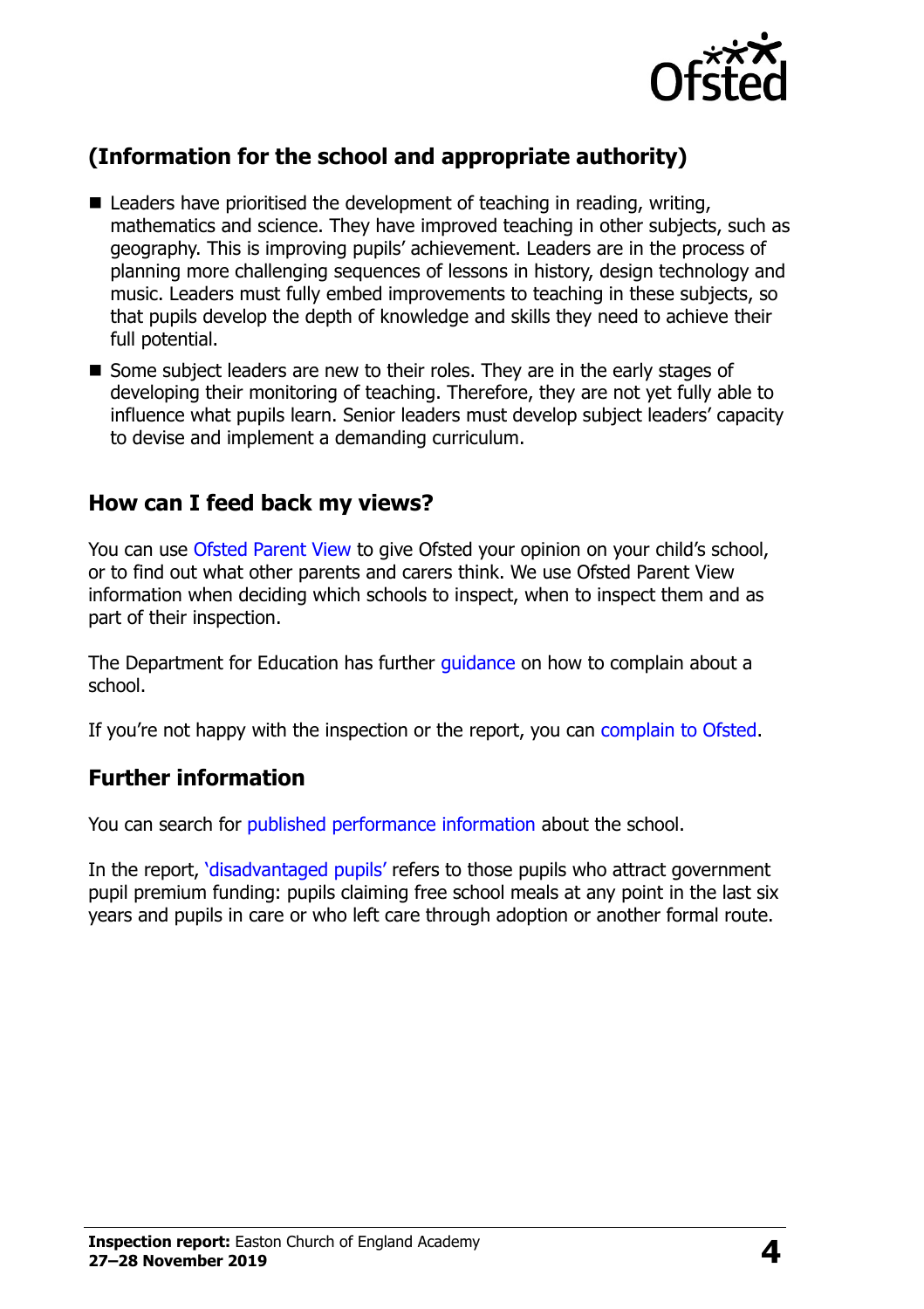## (Information for the school and appropriate authority)

- Leaders have prioritised the development of teaching in reading, writing, mathematics and science. They have improved teaching in other subjects, such as geography. This is improving pupils' achievement. Leaders are in the process of planning more challenging sequences of lessons in history, design technology and music. Leaders must fully embed improvements to teaching in these subjects, so that pupils develop the depth of knowledge and skills they need to achieve their full potential.
- Some subject leaders are new to their roles. They are in the early stages of developing their monitoring of teaching. Therefore, they are not yet fully able to influence what pupils learn. Senior leaders must develop subject leaders' capacity to devise and implement a demanding curriculum.

## How can I feed back my views?

You can use Ofsted Parent View to give Ofsted your opinion on your child's school, or to find out what other parents and carers think. We use Ofsted Parent View information when deciding which schools to inspect, when to inspect them and as part of their inspection.

The Department for Education has further guidance on how to complain about a school.

If you're not happy with the inspection or the report, you can complain to Ofsted.

## Further information

You can search for published performance information about the school.

In the report, 'disadvantaged pupils' refers to those pupils who attract government pupil premium funding: pupils claiming free school meals at any point in the last six years and pupils in care or who left care through adoption or another formal route.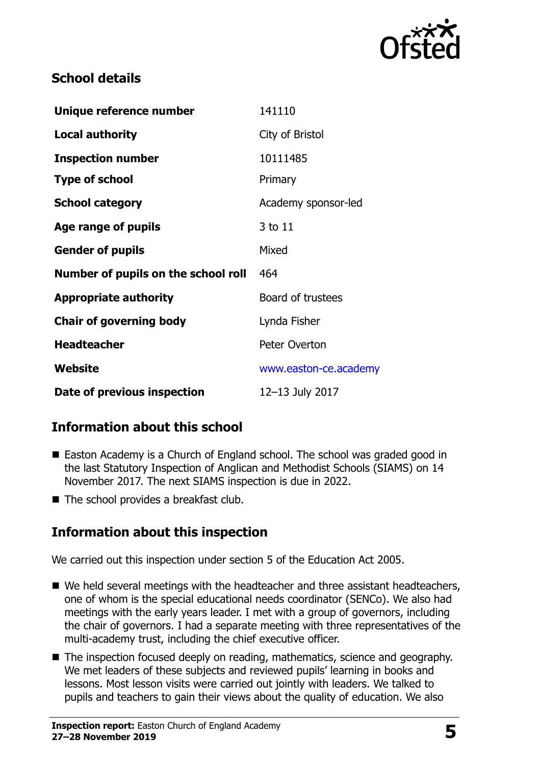## School details

| | |
|---|---|
| **Unique reference number** | 141110 |
| **Local authority** | City of Bristol |
| **Inspection number** | 10111485 |
| **Type of school** | Primary |
| **School category** | Academy sponsor-led |
| **Age range of pupils** | 3 to 11 |
| **Gender of pupils** | Mixed |
| **Number of pupils on the school roll** | 464 |
| **Appropriate authority** | Board of trustees |
| **Chair of governing body** | Lynda Fisher |
| **Headteacher** | Peter Overton |
| **Website** | www.easton-ce.academy |
| **Date of previous inspection** | 12–13 July 2017 |

## Information about this school

- Easton Academy is a Church of England school. The school was graded good in the last Statutory Inspection of Anglican and Methodist Schools (SIAMS) on 14 November 2017. The next SIAMS inspection is due in 2022.
- The school provides a breakfast club.

## Information about this inspection

We carried out this inspection under section 5 of the Education Act 2005.

- We held several meetings with the headteacher and three assistant headteachers, one of whom is the special educational needs coordinator (SENCo). We also had meetings with the early years leader. I met with a group of governors, including the chair of governors. I had a separate meeting with three representatives of the multi-academy trust, including the chief executive officer.
- The inspection focused deeply on reading, mathematics, science and geography. We met leaders of these subjects and reviewed pupils' learning in books and lessons. Most lesson visits were carried out jointly with leaders. We talked to pupils and teachers to gain their views about the quality of education. We also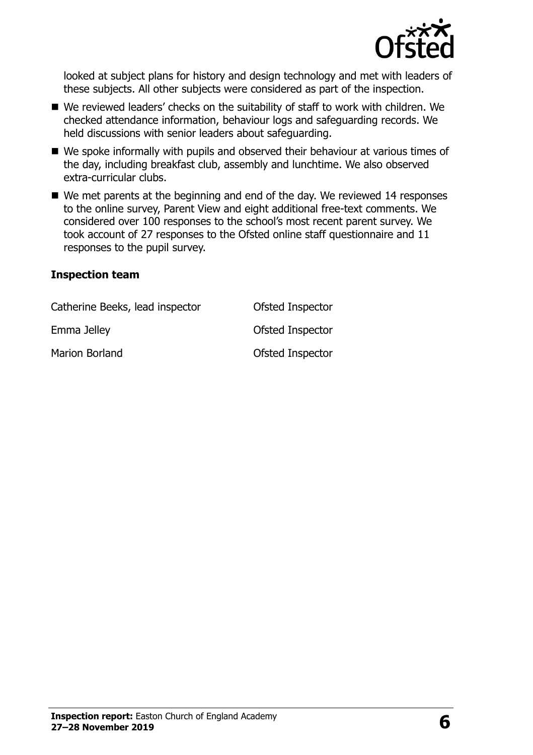looked at subject plans for history and design technology and met with leaders of these subjects. All other subjects were considered as part of the inspection.

- We reviewed leaders' checks on the suitability of staff to work with children. We checked attendance information, behaviour logs and safeguarding records. We held discussions with senior leaders about safeguarding.
- We spoke informally with pupils and observed their behaviour at various times of the day, including breakfast club, assembly and lunchtime. We also observed extra-curricular clubs.
- We met parents at the beginning and end of the day. We reviewed 14 responses to the online survey, Parent View and eight additional free-text comments. We considered over 100 responses to the school's most recent parent survey. We took account of 27 responses to the Ofsted online staff questionnaire and 11 responses to the pupil survey.

### Inspection team

| | |
|---|---|
| Catherine Beeks, lead inspector | Ofsted Inspector |
| Emma Jelley | Ofsted Inspector |
| Marion Borland | Ofsted Inspector |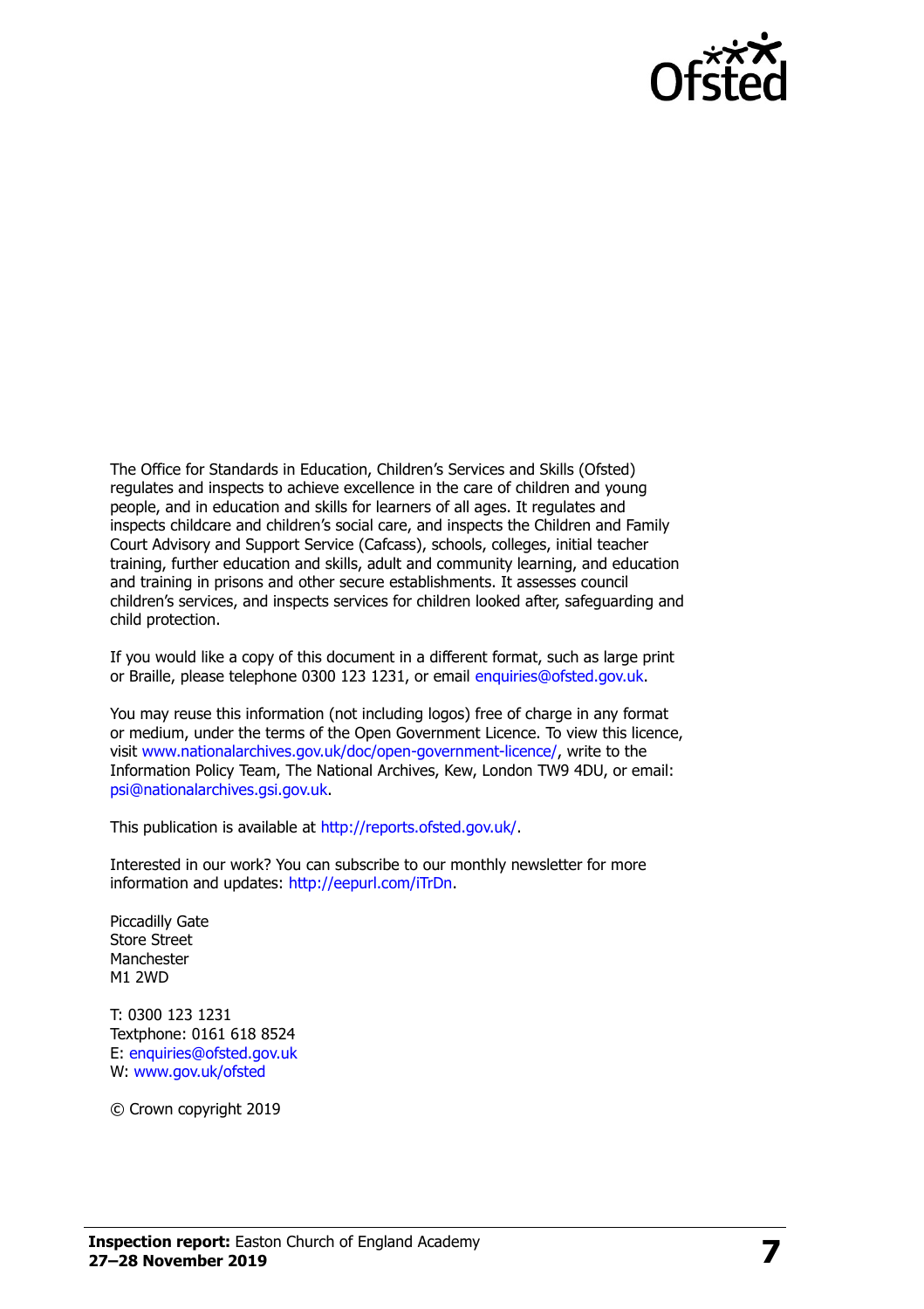The Office for Standards in Education, Children's Services and Skills (Ofsted) regulates and inspects to achieve excellence in the care of children and young people, and in education and skills for learners of all ages. It regulates and inspects childcare and children's social care, and inspects the Children and Family Court Advisory and Support Service (Cafcass), schools, colleges, initial teacher training, further education and skills, adult and community learning, and education and training in prisons and other secure establishments. It assesses council children's services, and inspects services for children looked after, safeguarding and child protection.

If you would like a copy of this document in a different format, such as large print or Braille, please telephone 0300 123 1231, or email enquiries@ofsted.gov.uk.

You may reuse this information (not including logos) free of charge in any format or medium, under the terms of the Open Government Licence. To view this licence, visit www.nationalarchives.gov.uk/doc/open-government-licence/, write to the Information Policy Team, The National Archives, Kew, London TW9 4DU, or email: psi@nationalarchives.gsi.gov.uk.

This publication is available at http://reports.ofsted.gov.uk/.

Interested in our work? You can subscribe to our monthly newsletter for more information and updates: http://eepurl.com/iTrDn.

Piccadilly Gate
Store Street
Manchester
M1 2WD

T: 0300 123 1231
Textphone: 0161 618 8524
E: enquiries@ofsted.gov.uk
W: www.gov.uk/ofsted

© Crown copyright 2019